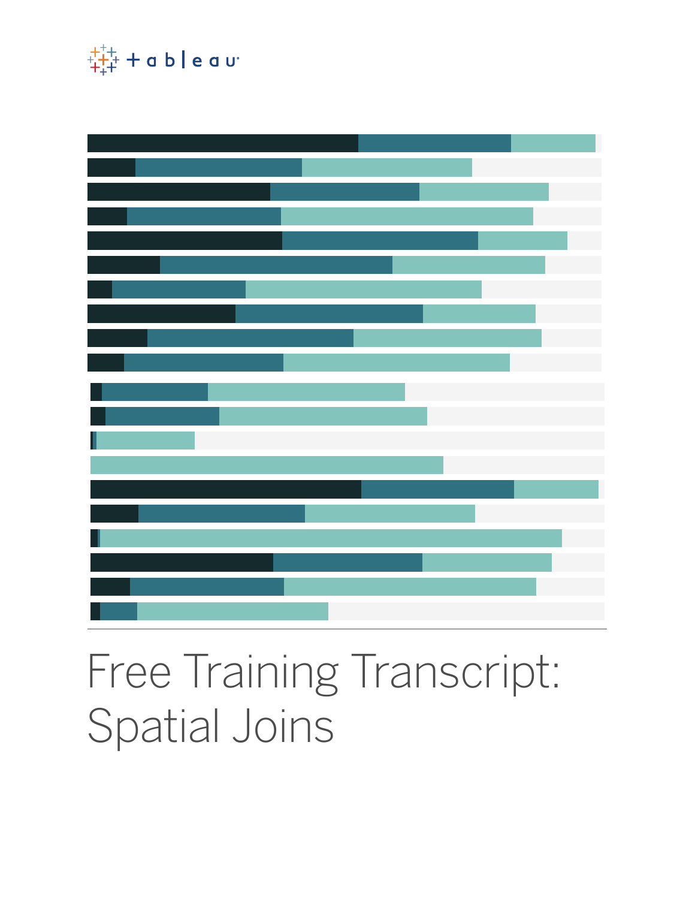# Free Training Transcript: Spatial Joins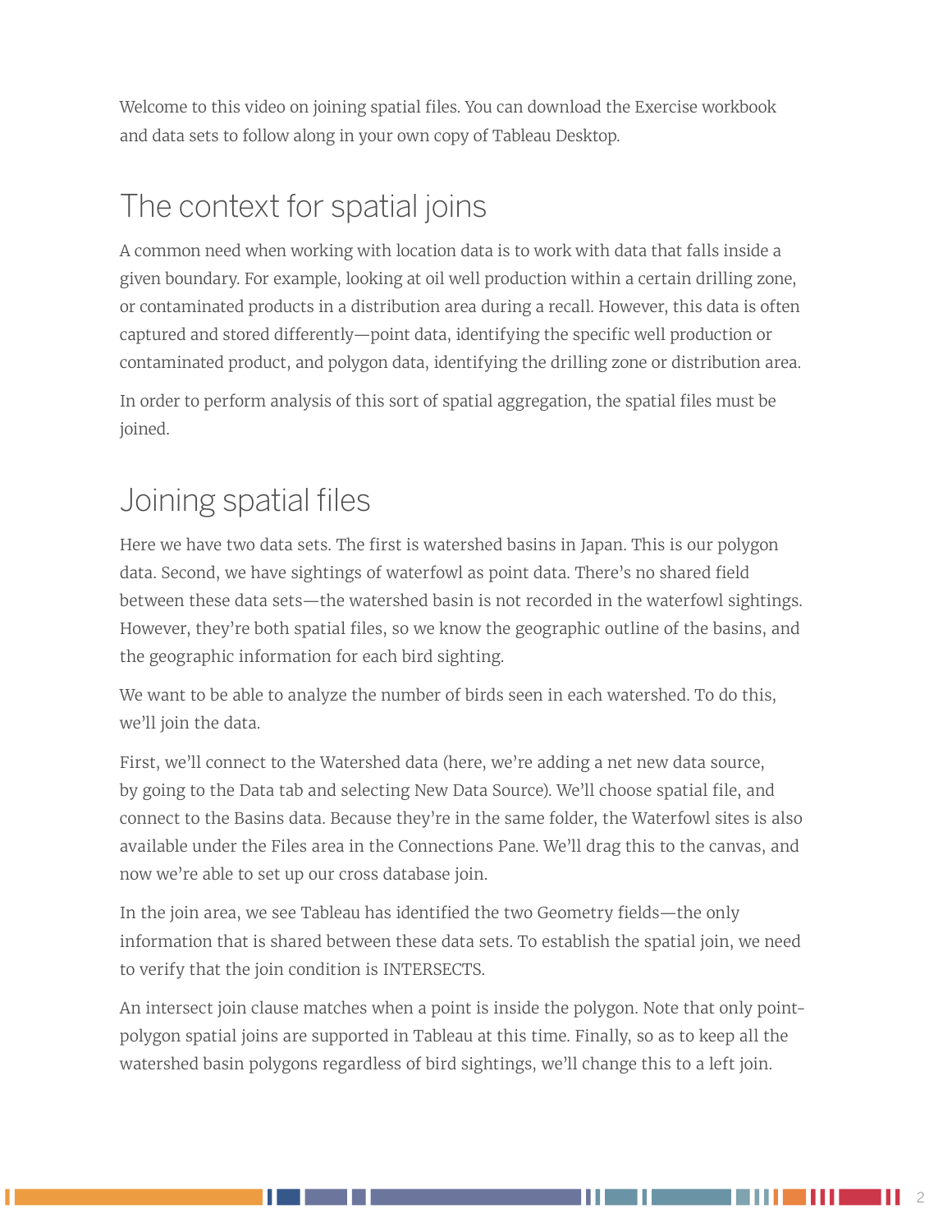Welcome to this video on joining spatial files. You can download the Exercise workbook and data sets to follow along in your own copy of Tableau Desktop.

## The context for spatial joins

A common need when working with location data is to work with data that falls inside a given boundary. For example, looking at oil well production within a certain drilling zone, or contaminated products in a distribution area during a recall. However, this data is often captured and stored differently—point data, identifying the specific well production or contaminated product, and polygon data, identifying the drilling zone or distribution area.

In order to perform analysis of this sort of spatial aggregation, the spatial files must be joined.

## Joining spatial files

Here we have two data sets. The first is watershed basins in Japan. This is our polygon data. Second, we have sightings of waterfowl as point data. There's no shared field between these data sets—the watershed basin is not recorded in the waterfowl sightings. However, they're both spatial files, so we know the geographic outline of the basins, and the geographic information for each bird sighting.

We want to be able to analyze the number of birds seen in each watershed. To do this, we'll join the data.

First, we'll connect to the Watershed data (here, we're adding a net new data source, by going to the Data tab and selecting New Data Source). We'll choose spatial file, and connect to the Basins data. Because they're in the same folder, the Waterfowl sites is also available under the Files area in the Connections Pane. We'll drag this to the canvas, and now we're able to set up our cross database join.

In the join area, we see Tableau has identified the two Geometry fields—the only information that is shared between these data sets. To establish the spatial join, we need to verify that the join condition is INTERSECTS.

An intersect join clause matches when a point is inside the polygon. Note that only point-polygon spatial joins are supported in Tableau at this time. Finally, so as to keep all the watershed basin polygons regardless of bird sightings, we'll change this to a left join.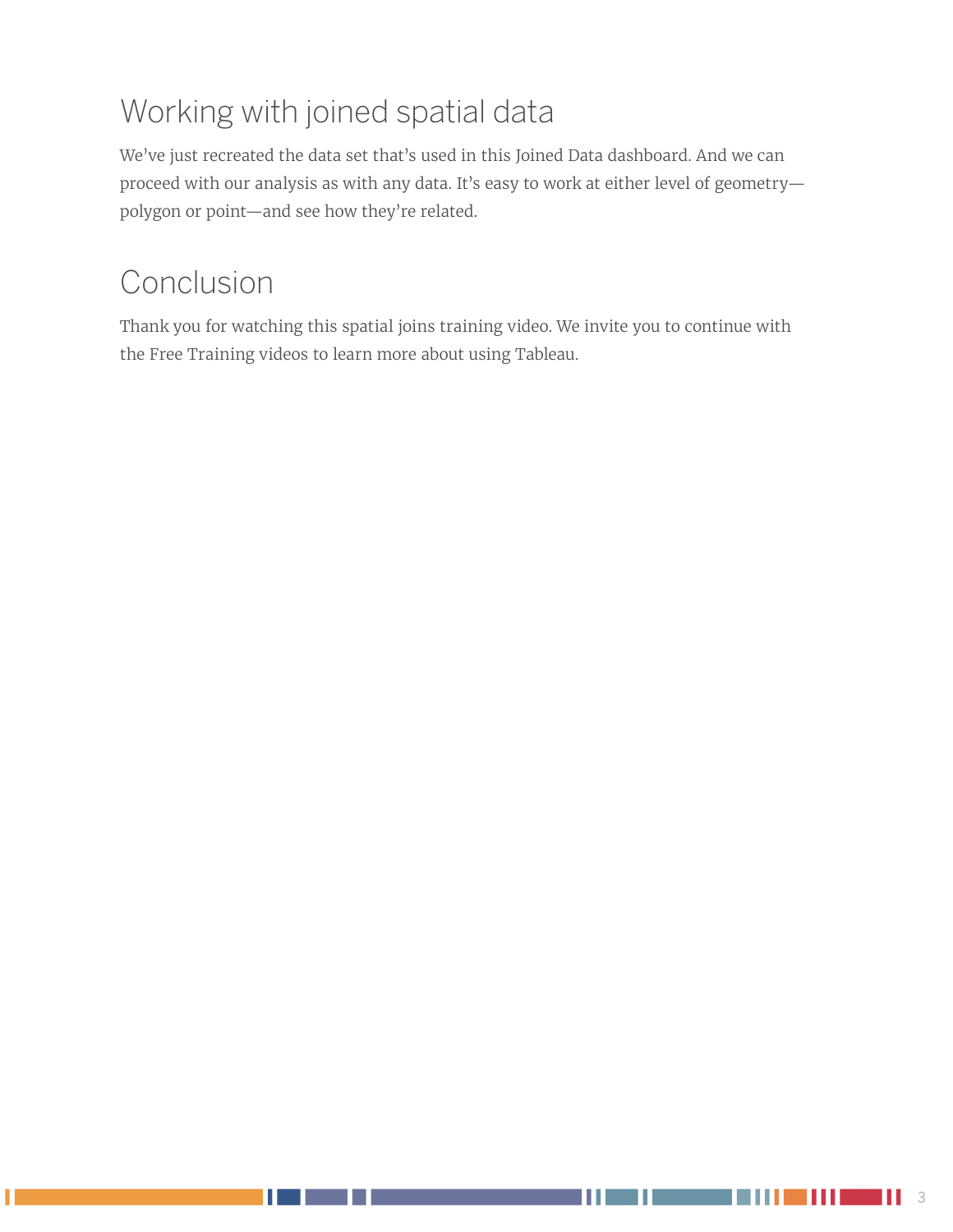## Working with joined spatial data

We’ve just recreated the data set that’s used in this Joined Data dashboard. And we can proceed with our analysis as with any data. It’s easy to work at either level of geometry—polygon or point—and see how they’re related.

## Conclusion

Thank you for watching this spatial joins training video. We invite you to continue with the Free Training videos to learn more about using Tableau.